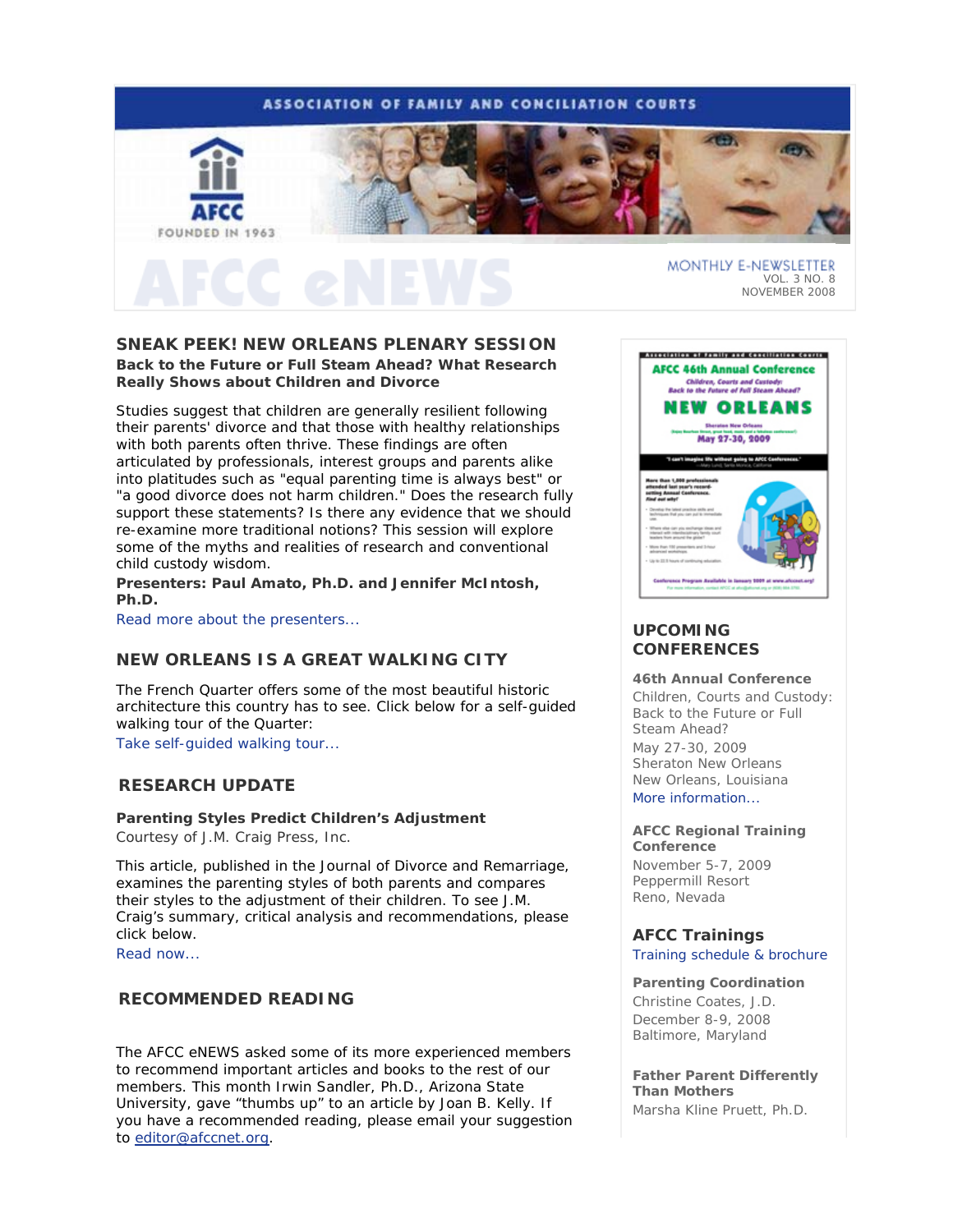# ASSOCIATION OF FAMILY AND CONCILIATION COURTS

AFCC
FOUNDED IN 1963

# AFCC eNEWS

MONTHLY E-NEWSLETTER
VOL. 3 NO. 8
NOVEMBER 2008

## SNEAK PEEK! NEW ORLEANS PLENARY SESSION

**Back to the Future or Full Steam Ahead? What Research Really Shows about Children and Divorce**

Studies suggest that children are generally resilient following their parents' divorce and that those with healthy relationships with both parents often thrive. These findings are often articulated by professionals, interest groups and parents alike into platitudes such as "equal parenting time is always best" or "a good divorce does not harm children." Does the research fully support these statements? Is there any evidence that we should re-examine more traditional notions? This session will explore some of the myths and realities of research and conventional child custody wisdom.

**Presenters: Paul Amato, Ph.D. and Jennifer McIntosh, Ph.D.**

Read more about the presenters...

## NEW ORLEANS IS A GREAT WALKING CITY

The French Quarter offers some of the most beautiful historic architecture this country has to see. Click below for a self-guided walking tour of the Quarter:

Take self-guided walking tour...

## RESEARCH UPDATE

**Parenting Styles Predict Children's Adjustment**
Courtesy of J.M. Craig Press, Inc.

This article, published in the Journal of Divorce and Remarriage, examines the parenting styles of both parents and compares their styles to the adjustment of their children. To see J.M. Craig's summary, critical analysis and recommendations, please click below.

Read now...

## RECOMMENDED READING

The AFCC eNEWS asked some of its more experienced members to recommend important articles and books to the rest of our members. This month Irwin Sandler, Ph.D., Arizona State University, gave "thumbs up" to an article by Joan B. Kelly. If you have a recommended reading, please email your suggestion to editor@afccnet.org.

## UPCOMING CONFERENCES

**46th Annual Conference**
Children, Courts and Custody: Back to the Future or Full Steam Ahead?
May 27-30, 2009
Sheraton New Orleans
New Orleans, Louisiana
More information...

**AFCC Regional Training Conference**
November 5-7, 2009
Peppermill Resort
Reno, Nevada

## AFCC Trainings

Training schedule & brochure

**Parenting Coordination**
Christine Coates, J.D.
December 8-9, 2008
Baltimore, Maryland

**Father Parent Differently Than Mothers**
Marsha Kline Pruett, Ph.D.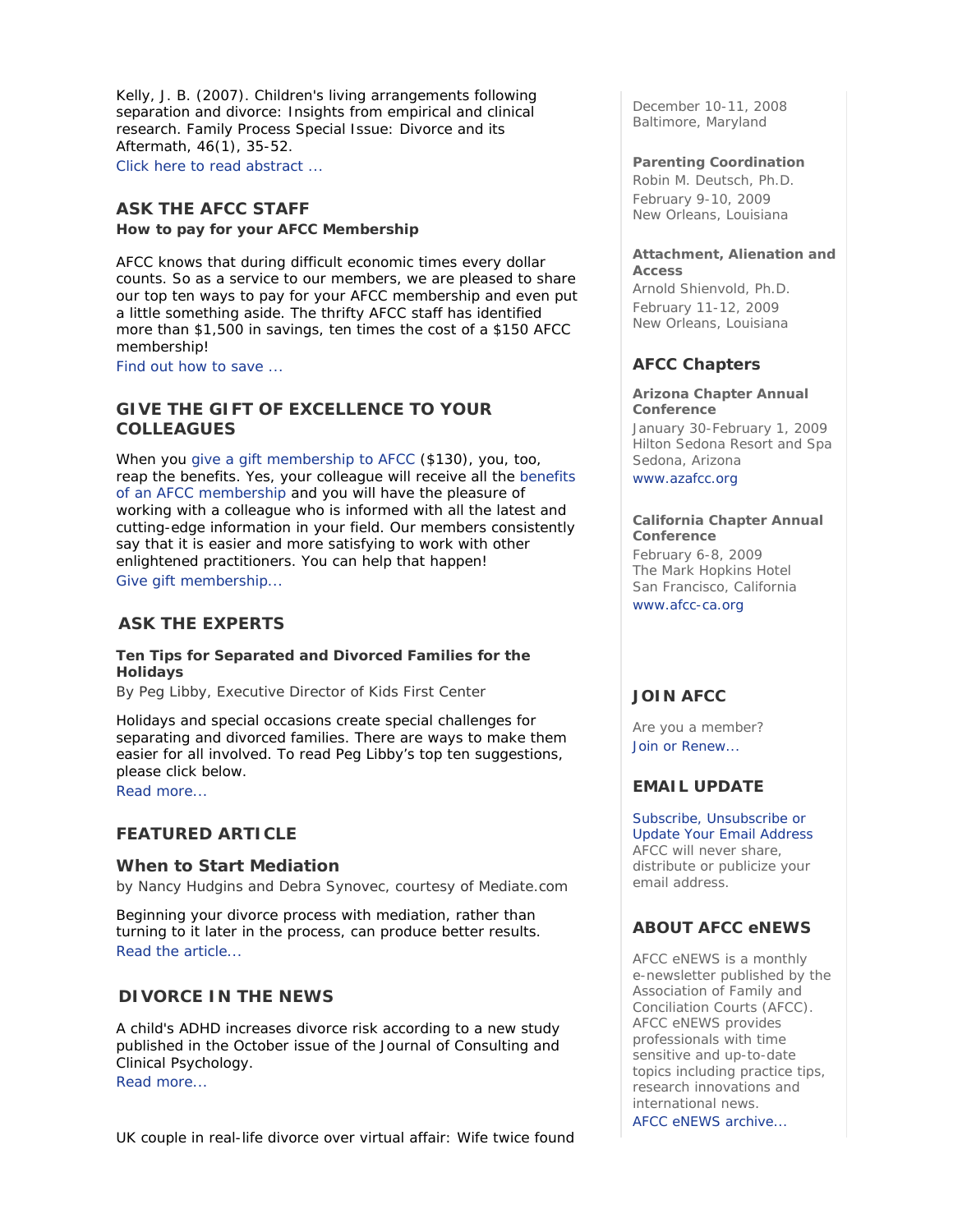Kelly, J. B. (2007). Children's living arrangements following separation and divorce: Insights from empirical and clinical research. Family Process Special Issue: Divorce and its Aftermath, 46(1), 35-52.
Click here to read abstract ...

## ASK THE AFCC STAFF

**How to pay for your AFCC Membership**

AFCC knows that during difficult economic times every dollar counts. So as a service to our members, we are pleased to share our top ten ways to pay for your AFCC membership and even put a little something aside. The thrifty AFCC staff has identified more than $1,500 in savings, ten times the cost of a $150 AFCC membership!
Find out how to save ...

## GIVE THE GIFT OF EXCELLENCE TO YOUR COLLEAGUES

When you give a gift membership to AFCC ($130), you, too, reap the benefits. Yes, your colleague will receive all the benefits of an AFCC membership and you will have the pleasure of working with a colleague who is informed with all the latest and cutting-edge information in your field. Our members consistently say that it is easier and more satisfying to work with other enlightened practitioners. You can help that happen!
Give gift membership...

## ASK THE EXPERTS

**Ten Tips for Separated and Divorced Families for the Holidays**
By Peg Libby, Executive Director of Kids First Center

Holidays and special occasions create special challenges for separating and divorced families. There are ways to make them easier for all involved. To read Peg Libby's top ten suggestions, please click below.
Read more...

## FEATURED ARTICLE

### When to Start Mediation

by Nancy Hudgins and Debra Synovec, courtesy of Mediate.com

Beginning your divorce process with mediation, rather than turning to it later in the process, can produce better results.
Read the article...

## DIVORCE IN THE NEWS

A child's ADHD increases divorce risk according to a new study published in the October issue of the Journal of Consulting and Clinical Psychology.
Read more...

UK couple in real-life divorce over virtual affair: Wife twice found

December 10-11, 2008
Baltimore, Maryland

**Parenting Coordination**
Robin M. Deutsch, Ph.D.
February 9-10, 2009
New Orleans, Louisiana

**Attachment, Alienation and Access**
Arnold Shienvold, Ph.D.
February 11-12, 2009
New Orleans, Louisiana

## AFCC Chapters

**Arizona Chapter Annual Conference**
January 30-February 1, 2009
Hilton Sedona Resort and Spa
Sedona, Arizona
www.azafcc.org

**California Chapter Annual Conference**
February 6-8, 2009
The Mark Hopkins Hotel
San Francisco, California
www.afcc-ca.org

## JOIN AFCC

Are you a member?
Join or Renew...

## EMAIL UPDATE

Subscribe, Unsubscribe or Update Your Email Address
AFCC will never share, distribute or publicize your email address.

## ABOUT AFCC eNEWS

AFCC eNEWS is a monthly e-newsletter published by the Association of Family and Conciliation Courts (AFCC). AFCC eNEWS provides professionals with time sensitive and up-to-date topics including practice tips, research innovations and international news.
AFCC eNEWS archive...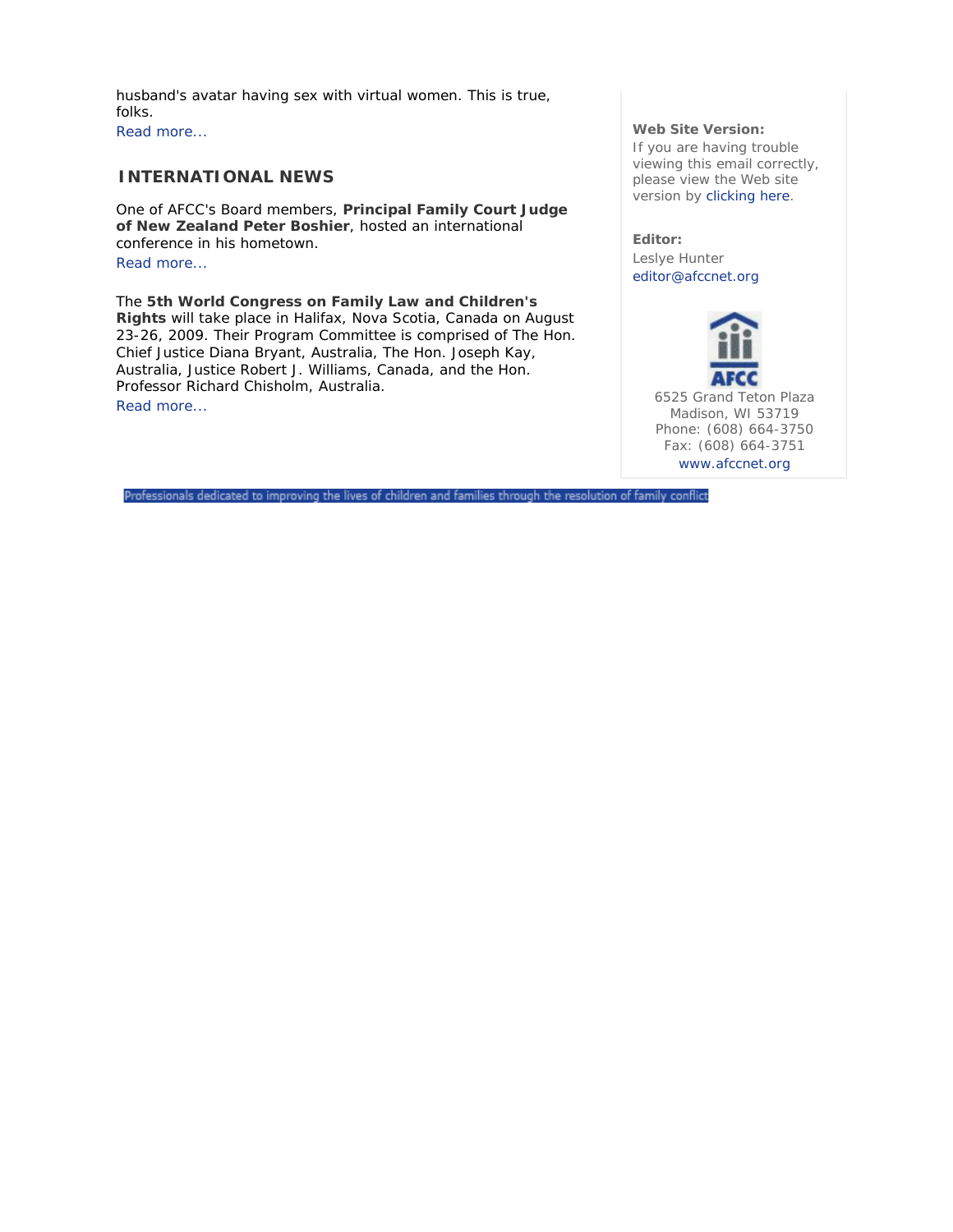husband's avatar having sex with virtual women. This is true, folks.

Read more...

## INTERNATIONAL NEWS

One of AFCC's Board members, **Principal Family Court Judge of New Zealand Peter Boshier**, hosted an international conference in his hometown.

Read more...

The **5th World Congress on Family Law and Children's Rights** will take place in Halifax, Nova Scotia, Canada on August 23-26, 2009. Their Program Committee is comprised of The Hon. Chief Justice Diana Bryant, Australia, The Hon. Joseph Kay, Australia, Justice Robert J. Williams, Canada, and the Hon. Professor Richard Chisholm, Australia.

Read more...

**Web Site Version:**
If you are having trouble viewing this email correctly, please view the Web site version by clicking here.

**Editor:**
Leslye Hunter
editor@afccnet.org

AFCC
6525 Grand Teton Plaza
Madison, WI 53719
Phone: (608) 664-3750
Fax: (608) 664-3751
www.afccnet.org

Professionals dedicated to improving the lives of children and families through the resolution of family conflict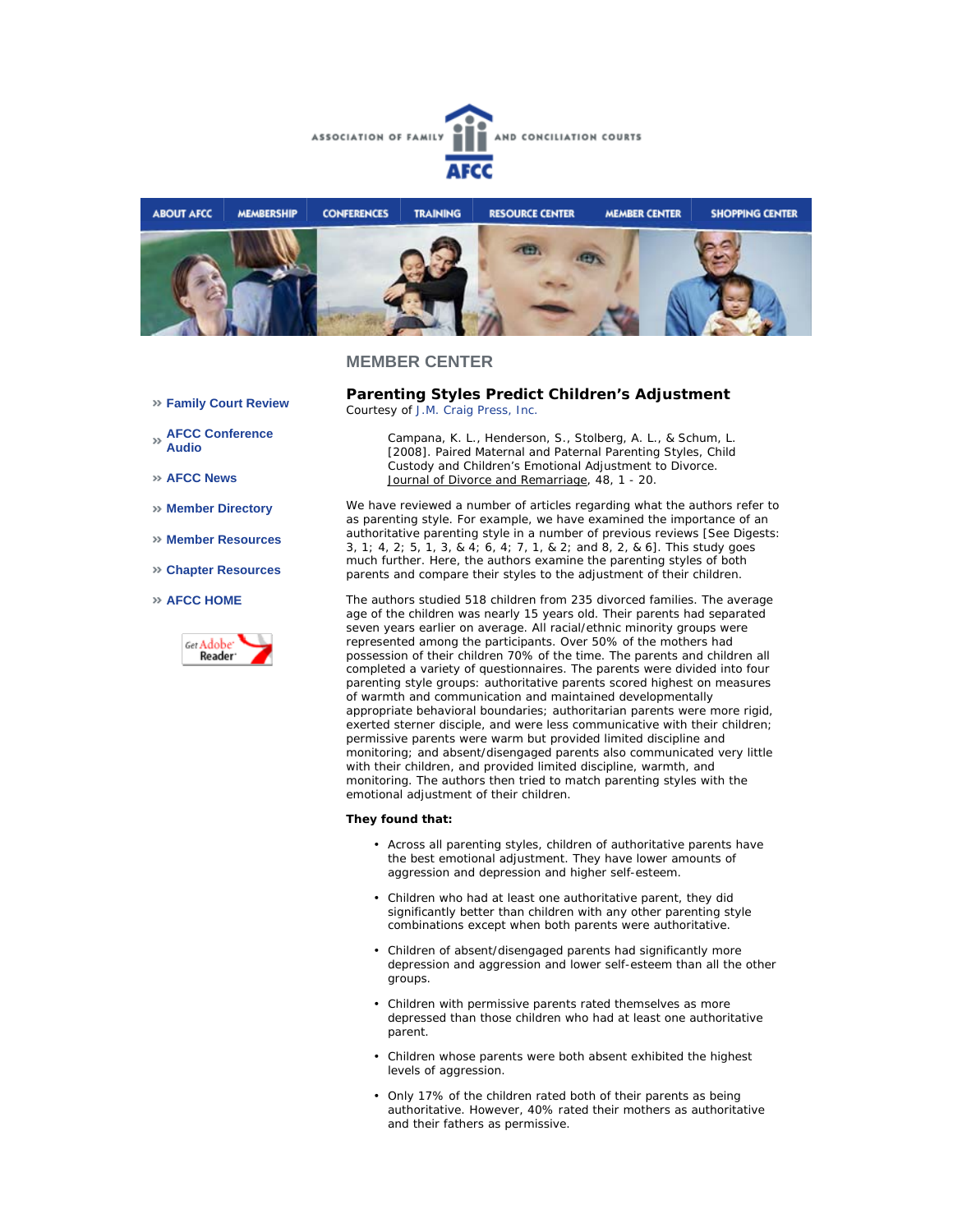ASSOCIATION OF FAMILY AND CONCILIATION COURTS

AFCC

ABOUT AFCC | MEMBERSHIP | CONFERENCES | TRAINING | RESOURCE CENTER | MEMBER CENTER | SHOPPING CENTER

## MEMBER CENTER

- » Family Court Review
- » AFCC Conference Audio
- » AFCC News
- » Member Directory
- » Member Resources
- » Chapter Resources
- » AFCC HOME

Get Adobe Reader

### Parenting Styles Predict Children's Adjustment

Courtesy of J.M. Craig Press, Inc.

> Campana, K. L., Henderson, S., Stolberg, A. L., & Schum, L. [2008]. Paired Maternal and Paternal Parenting Styles, Child Custody and Children's Emotional Adjustment to Divorce. Journal of Divorce and Remarriage, 48, 1 - 20.

We have reviewed a number of articles regarding what the authors refer to as parenting style. For example, we have examined the importance of an authoritative parenting style in a number of previous reviews [See Digests: 3, 1; 4, 2; 5, 1, 3, & 4; 6, 4; 7, 1, & 2; and 8, 2, & 6]. This study goes much further. Here, the authors examine the parenting styles of both parents and compare their styles to the adjustment of their children.

The authors studied 518 children from 235 divorced families. The average age of the children was nearly 15 years old. Their parents had separated seven years earlier on average. All racial/ethnic minority groups were represented among the participants. Over 50% of the mothers had possession of their children 70% of the time. The parents and children all completed a variety of questionnaires. The parents were divided into four parenting style groups: authoritative parents scored highest on measures of warmth and communication and maintained developmentally appropriate behavioral boundaries; authoritarian parents were more rigid, exerted sterner disciple, and were less communicative with their children; permissive parents were warm but provided limited discipline and monitoring; and absent/disengaged parents also communicated very little with their children, and provided limited discipline, warmth, and monitoring. The authors then tried to match parenting styles with the emotional adjustment of their children.

**They found that:**

- Across all parenting styles, children of authoritative parents have the best emotional adjustment. They have lower amounts of aggression and depression and higher self-esteem.
- Children who had at least one authoritative parent, they did significantly better than children with any other parenting style combinations except when both parents were authoritative.
- Children of absent/disengaged parents had significantly more depression and aggression and lower self-esteem than all the other groups.
- Children with permissive parents rated themselves as more depressed than those children who had at least one authoritative parent.
- Children whose parents were both absent exhibited the highest levels of aggression.
- Only 17% of the children rated both of their parents as being authoritative. However, 40% rated their mothers as authoritative and their fathers as permissive.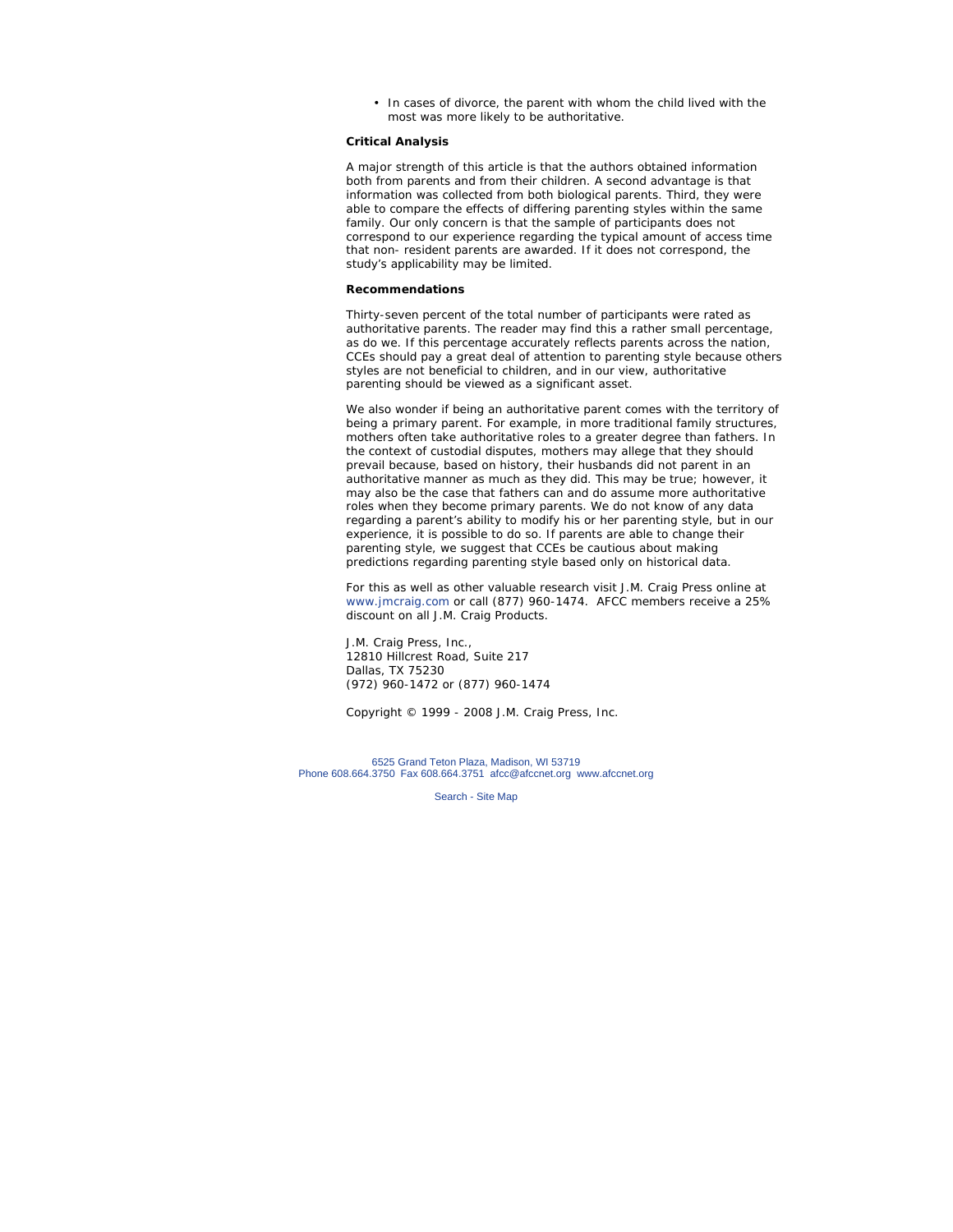- In cases of divorce, the parent with whom the child lived with the most was more likely to be authoritative.

**Critical Analysis**

A major strength of this article is that the authors obtained information both from parents and from their children. A second advantage is that information was collected from both biological parents. Third, they were able to compare the effects of differing parenting styles within the same family. Our only concern is that the sample of participants does not correspond to our experience regarding the typical amount of access time that non- resident parents are awarded. If it does not correspond, the study's applicability may be limited.

**Recommendations**

Thirty-seven percent of the total number of participants were rated as authoritative parents. The reader may find this a rather small percentage, as do we. If this percentage accurately reflects parents across the nation, CCEs should pay a great deal of attention to parenting style because others styles are not beneficial to children, and in our view, authoritative parenting should be viewed as a significant asset.

We also wonder if being an authoritative parent comes with the territory of being a primary parent. For example, in more traditional family structures, mothers often take authoritative roles to a greater degree than fathers. In the context of custodial disputes, mothers may allege that they should prevail because, based on history, their husbands did not parent in an authoritative manner as much as they did. This may be true; however, it may also be the case that fathers can and do assume more authoritative roles when they become primary parents. We do not know of any data regarding a parent's ability to modify his or her parenting style, but in our experience, it is possible to do so. If parents are able to change their parenting style, we suggest that CCEs be cautious about making predictions regarding parenting style based only on historical data.

For this as well as other valuable research visit J.M. Craig Press online at www.jmcraig.com or call (877) 960-1474. AFCC members receive a 25% discount on all J.M. Craig Products.

J.M. Craig Press, Inc.,
12810 Hillcrest Road, Suite 217
Dallas, TX 75230
(972) 960-1472 or (877) 960-1474

Copyright © 1999 - 2008 J.M. Craig Press, Inc.

6525 Grand Teton Plaza, Madison, WI 53719
Phone 608.664.3750 Fax 608.664.3751 afcc@afccnet.org www.afccnet.org

Search - Site Map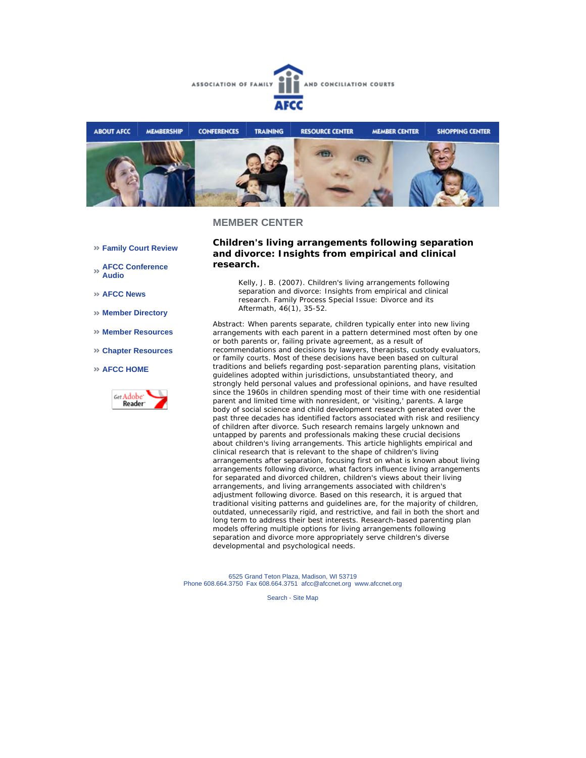ASSOCIATION OF FAMILY AND CONCILIATION COURTS

AFCC

ABOUT AFCC | MEMBERSHIP | CONFERENCES | TRAINING | RESOURCE CENTER | MEMBER CENTER | SHOPPING CENTER

## MEMBER CENTER

- » Family Court Review
- » AFCC Conference Audio
- » AFCC News
- » Member Directory
- » Member Resources
- » Chapter Resources
- » AFCC HOME

### Children's living arrangements following separation and divorce: Insights from empirical and clinical research.

> Kelly, J. B. (2007). Children's living arrangements following separation and divorce: Insights from empirical and clinical research. Family Process Special Issue: Divorce and its Aftermath, 46(1), 35-52.

Abstract: When parents separate, children typically enter into new living arrangements with each parent in a pattern determined most often by one or both parents or, failing private agreement, as a result of recommendations and decisions by lawyers, therapists, custody evaluators, or family courts. Most of these decisions have been based on cultural traditions and beliefs regarding post-separation parenting plans, visitation guidelines adopted within jurisdictions, unsubstantiated theory, and strongly held personal values and professional opinions, and have resulted since the 1960s in children spending most of their time with one residential parent and limited time with nonresident, or 'visiting,' parents. A large body of social science and child development research generated over the past three decades has identified factors associated with risk and resiliency of children after divorce. Such research remains largely unknown and untapped by parents and professionals making these crucial decisions about children's living arrangements. This article highlights empirical and clinical research that is relevant to the shape of children's living arrangements after separation, focusing first on what is known about living arrangements following divorce, what factors influence living arrangements for separated and divorced children, children's views about their living arrangements, and living arrangements associated with children's adjustment following divorce. Based on this research, it is argued that traditional visiting patterns and guidelines are, for the majority of children, outdated, unnecessarily rigid, and restrictive, and fail in both the short and long term to address their best interests. Research-based parenting plan models offering multiple options for living arrangements following separation and divorce more appropriately serve children's diverse developmental and psychological needs.

6525 Grand Teton Plaza, Madison, WI 53719
Phone 608.664.3750 Fax 608.664.3751 afcc@afccnet.org www.afccnet.org

Search - Site Map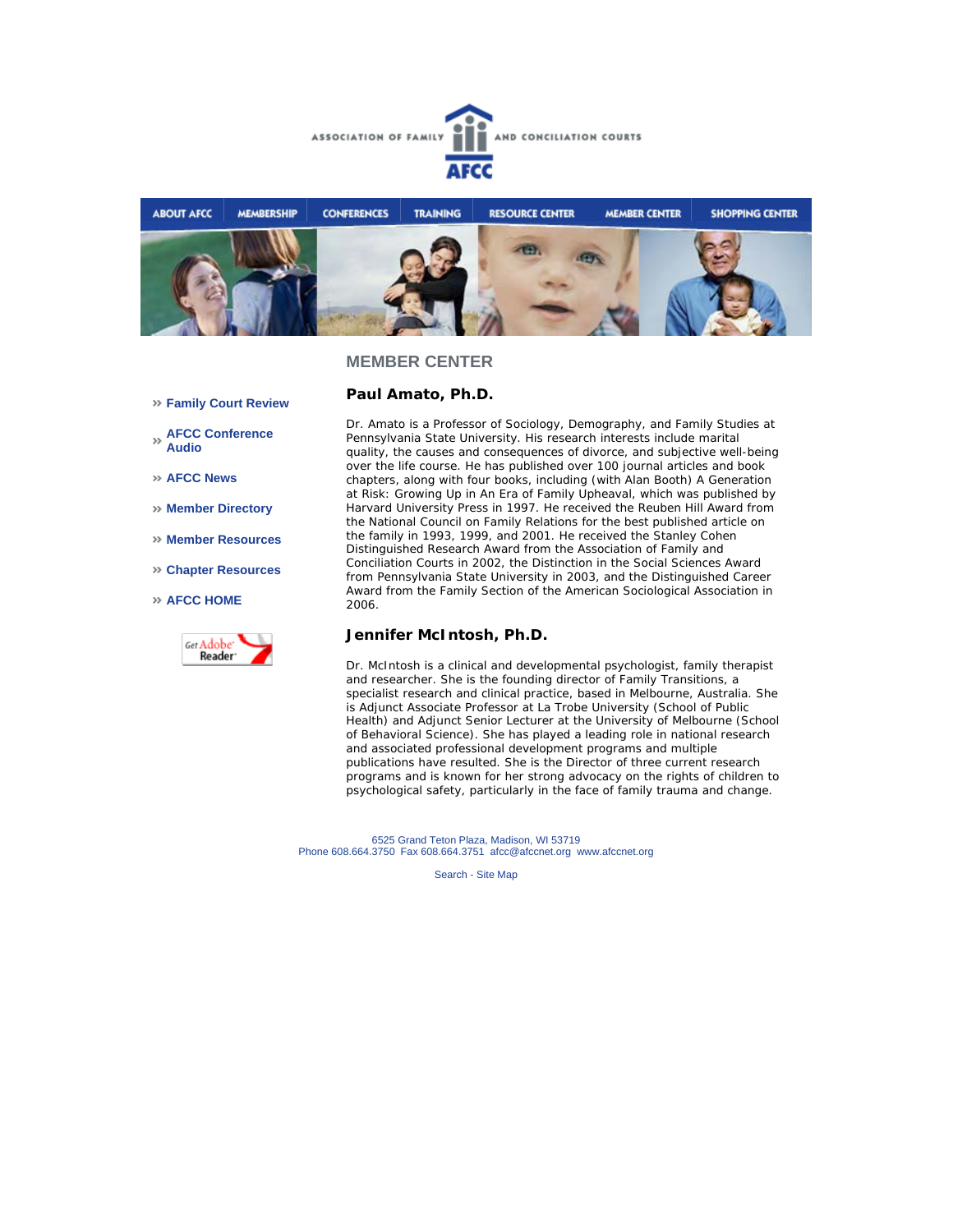ASSOCIATION OF FAMILY AND CONCILIATION COURTS

AFCC

ABOUT AFCC | MEMBERSHIP | CONFERENCES | TRAINING | RESOURCE CENTER | MEMBER CENTER | SHOPPING CENTER

## MEMBER CENTER

- » Family Court Review
- » AFCC Conference Audio
- » AFCC News
- » Member Directory
- » Member Resources
- » Chapter Resources
- » AFCC HOME

Get Adobe Reader

### Paul Amato, Ph.D.

Dr. Amato is a Professor of Sociology, Demography, and Family Studies at Pennsylvania State University. His research interests include marital quality, the causes and consequences of divorce, and subjective well-being over the life course. He has published over 100 journal articles and book chapters, along with four books, including (with Alan Booth) A Generation at Risk: Growing Up in An Era of Family Upheaval, which was published by Harvard University Press in 1997. He received the Reuben Hill Award from the National Council on Family Relations for the best published article on the family in 1993, 1999, and 2001. He received the Stanley Cohen Distinguished Research Award from the Association of Family and Conciliation Courts in 2002, the Distinction in the Social Sciences Award from Pennsylvania State University in 2003, and the Distinguished Career Award from the Family Section of the American Sociological Association in 2006.

### Jennifer McIntosh, Ph.D.

Dr. McIntosh is a clinical and developmental psychologist, family therapist and researcher. She is the founding director of Family Transitions, a specialist research and clinical practice, based in Melbourne, Australia. She is Adjunct Associate Professor at La Trobe University (School of Public Health) and Adjunct Senior Lecturer at the University of Melbourne (School of Behavioral Science). She has played a leading role in national research and associated professional development programs and multiple publications have resulted. She is the Director of three current research programs and is known for her strong advocacy on the rights of children to psychological safety, particularly in the face of family trauma and change.

6525 Grand Teton Plaza, Madison, WI 53719
Phone 608.664.3750 Fax 608.664.3751 afcc@afccnet.org www.afccnet.org

Search - Site Map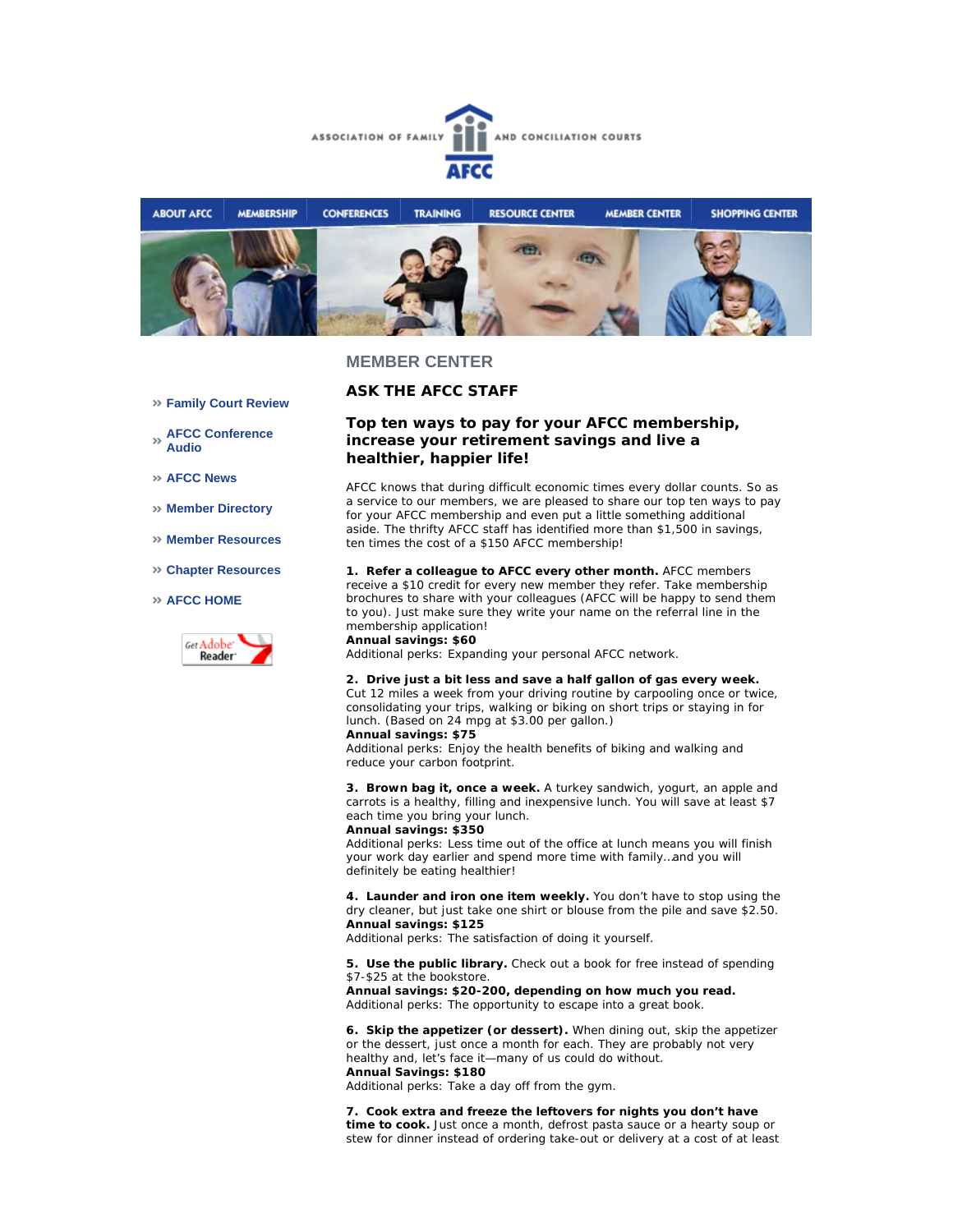ASSOCIATION OF FAMILY AND CONCILIATION COURTS

AFCC

ABOUT AFCC | MEMBERSHIP | CONFERENCES | TRAINING | RESOURCE CENTER | MEMBER CENTER | SHOPPING CENTER

» Family Court Review

» AFCC Conference Audio

» AFCC News

» Member Directory

» Member Resources

» Chapter Resources

» AFCC HOME

## MEMBER CENTER

### ASK THE AFCC STAFF

### Top ten ways to pay for your AFCC membership, increase your retirement savings and live a healthier, happier life!

AFCC knows that during difficult economic times every dollar counts. So as a service to our members, we are pleased to share our top ten ways to pay for your AFCC membership and even put a little something additional aside. The thrifty AFCC staff has identified more than $1,500 in savings, ten times the cost of a $150 AFCC membership!

**1. Refer a colleague to AFCC every other month.** AFCC members receive a $10 credit for every new member they refer. Take membership brochures to share with your colleagues (AFCC will be happy to send them to you). Just make sure they write your name on the referral line in the membership application!
**Annual savings: $60**
Additional perks: Expanding your personal AFCC network.

**2. Drive just a bit less and save a half gallon of gas every week.** Cut 12 miles a week from your driving routine by carpooling once or twice, consolidating your trips, walking or biking on short trips or staying in for lunch. (Based on 24 mpg at $3.00 per gallon.)
**Annual savings: $75**
Additional perks: Enjoy the health benefits of biking and walking and reduce your carbon footprint.

**3. Brown bag it, once a week.** A turkey sandwich, yogurt, an apple and carrots is a healthy, filling and inexpensive lunch. You will save at least $7 each time you bring your lunch.
**Annual savings: $350**
Additional perks: Less time out of the office at lunch means you will finish your work day earlier and spend more time with family…and you will definitely be eating healthier!

**4. Launder and iron one item weekly.** You don't have to stop using the dry cleaner, but just take one shirt or blouse from the pile and save $2.50.
**Annual savings: $125**
Additional perks: The satisfaction of doing it yourself.

**5. Use the public library.** Check out a book for free instead of spending $7-$25 at the bookstore.
**Annual savings: $20-200, depending on how much you read.**
Additional perks: The opportunity to escape into a great book.

**6. Skip the appetizer (or dessert).** When dining out, skip the appetizer or the dessert, just once a month for each. They are probably not very healthy and, let's face it—many of us could do without.
**Annual Savings: $180**
Additional perks: Take a day off from the gym.

**7. Cook extra and freeze the leftovers for nights you don't have time to cook.** Just once a month, defrost pasta sauce or a hearty soup or stew for dinner instead of ordering take-out or delivery at a cost of at least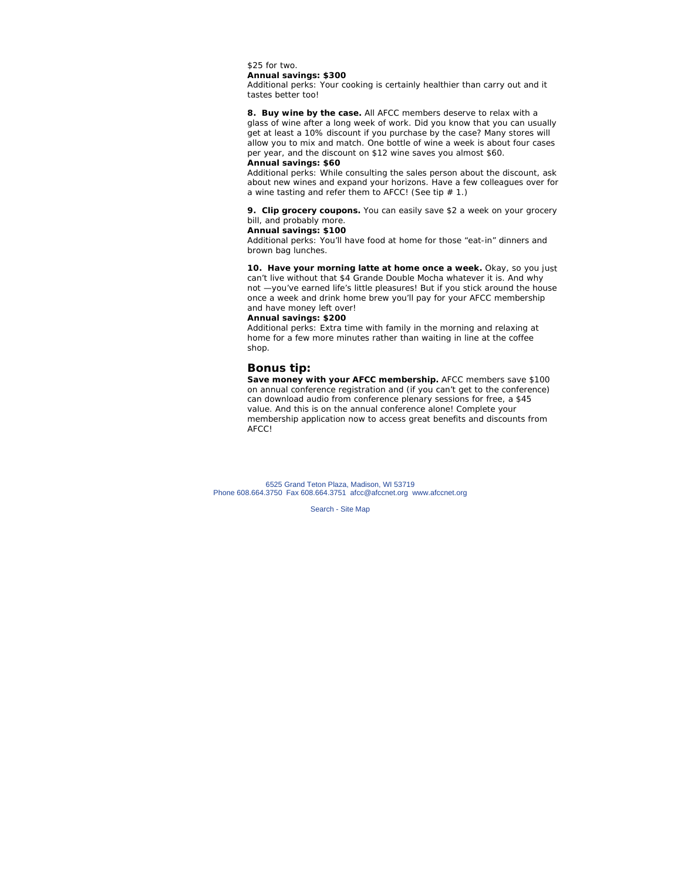$25 for two.

**Annual savings: $300**

Additional perks: Your cooking is certainly healthier than carry out and it tastes better too!

**8. Buy wine by the case.** All AFCC members deserve to relax with a glass of wine after a long week of work. Did you know that you can usually get at least a 10% discount if you purchase by the case? Many stores will allow you to mix and match. One bottle of wine a week is about four cases per year, and the discount on $12 wine saves you almost $60.

**Annual savings: $60**

Additional perks: While consulting the sales person about the discount, ask about new wines and expand your horizons. Have a few colleagues over for a wine tasting and refer them to AFCC! (See tip # 1.)

**9. Clip grocery coupons.** You can easily save $2 a week on your grocery bill, and probably more.

**Annual savings: $100**

Additional perks: You'll have food at home for those "eat-in" dinners and brown bag lunches.

**10. Have your morning latte at home once a week.** Okay, so you just can't live without that $4 Grande Double Mocha whatever it is. And why not —you've earned life's little pleasures! But if you stick around the house once a week and drink home brew you'll pay for your AFCC membership and have money left over!

**Annual savings: $200**

Additional perks: Extra time with family in the morning and relaxing at home for a few more minutes rather than waiting in line at the coffee shop.

## Bonus tip:

**Save money with your AFCC membership.** AFCC members save $100 on annual conference registration and (if you can't get to the conference) can download audio from conference plenary sessions for free, a $45 value. And this is on the annual conference alone! Complete your membership application now to access great benefits and discounts from AFCC!

6525 Grand Teton Plaza, Madison, WI 53719
Phone 608.664.3750 Fax 608.664.3751 afcc@afccnet.org www.afccnet.org

Search - Site Map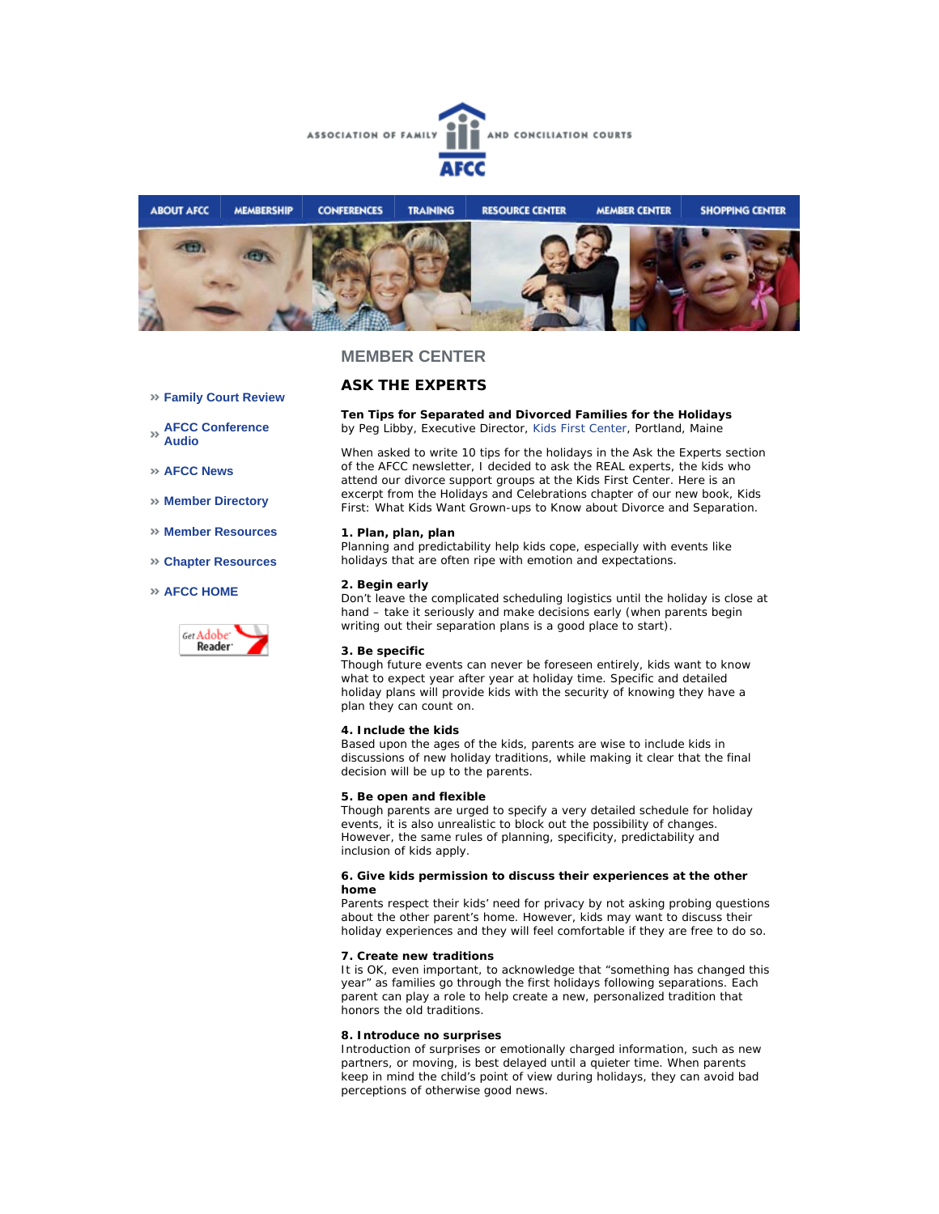ASSOCIATION OF FAMILY AND CONCILIATION COURTS

AFCC

ABOUT AFCC | MEMBERSHIP | CONFERENCES | TRAINING | RESOURCE CENTER | MEMBER CENTER | SHOPPING CENTER

» Family Court Review

» AFCC Conference Audio

» AFCC News

» Member Directory

» Member Resources

» Chapter Resources

» AFCC HOME

Get Adobe Reader

## MEMBER CENTER

## ASK THE EXPERTS

**Ten Tips for Separated and Divorced Families for the Holidays**
by Peg Libby, Executive Director, Kids First Center, Portland, Maine

When asked to write 10 tips for the holidays in the Ask the Experts section of the AFCC newsletter, I decided to ask the REAL experts, the kids who attend our divorce support groups at the Kids First Center. Here is an excerpt from the Holidays and Celebrations chapter of our new book, Kids First: What Kids Want Grown-ups to Know about Divorce and Separation.

**1. Plan, plan, plan**
Planning and predictability help kids cope, especially with events like holidays that are often ripe with emotion and expectations.

**2. Begin early**
Don't leave the complicated scheduling logistics until the holiday is close at hand – take it seriously and make decisions early (when parents begin writing out their separation plans is a good place to start).

**3. Be specific**
Though future events can never be foreseen entirely, kids want to know what to expect year after year at holiday time. Specific and detailed holiday plans will provide kids with the security of knowing they have a plan they can count on.

**4. Include the kids**
Based upon the ages of the kids, parents are wise to include kids in discussions of new holiday traditions, while making it clear that the final decision will be up to the parents.

**5. Be open and flexible**
Though parents are urged to specify a very detailed schedule for holiday events, it is also unrealistic to block out the possibility of changes. However, the same rules of planning, specificity, predictability and inclusion of kids apply.

**6. Give kids permission to discuss their experiences at the other home**
Parents respect their kids' need for privacy by not asking probing questions about the other parent's home. However, kids may want to discuss their holiday experiences and they will feel comfortable if they are free to do so.

**7. Create new traditions**
It is OK, even important, to acknowledge that "something has changed this year" as families go through the first holidays following separations. Each parent can play a role to help create a new, personalized tradition that honors the old traditions.

**8. Introduce no surprises**
Introduction of surprises or emotionally charged information, such as new partners, or moving, is best delayed until a quieter time. When parents keep in mind the child's point of view during holidays, they can avoid bad perceptions of otherwise good news.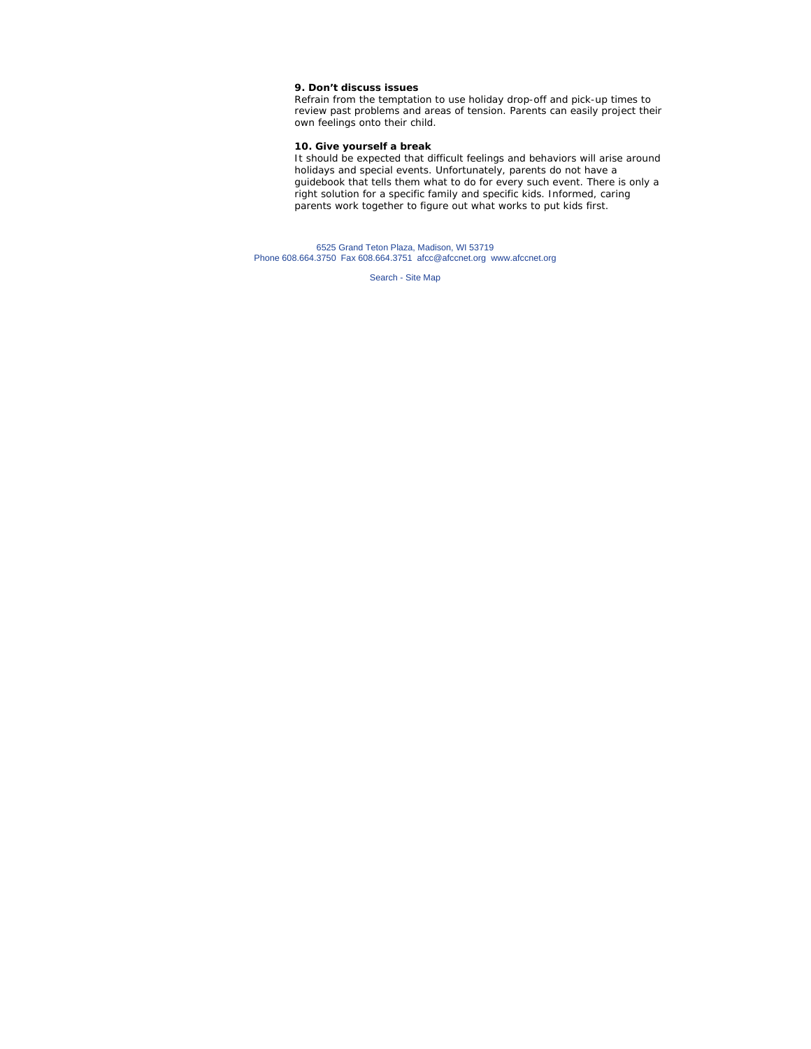**9. Don't discuss issues**

Refrain from the temptation to use holiday drop-off and pick-up times to review past problems and areas of tension. Parents can easily project their own feelings onto their child.

**10. Give yourself a break**

It should be expected that difficult feelings and behaviors will arise around holidays and special events. Unfortunately, parents do not have a guidebook that tells them what to do for every such event. There is only a right solution for a specific family and specific kids. Informed, caring parents work together to figure out what works to put kids first.

6525 Grand Teton Plaza, Madison, WI 53719
Phone 608.664.3750 Fax 608.664.3751 afcc@afccnet.org www.afccnet.org

Search - Site Map